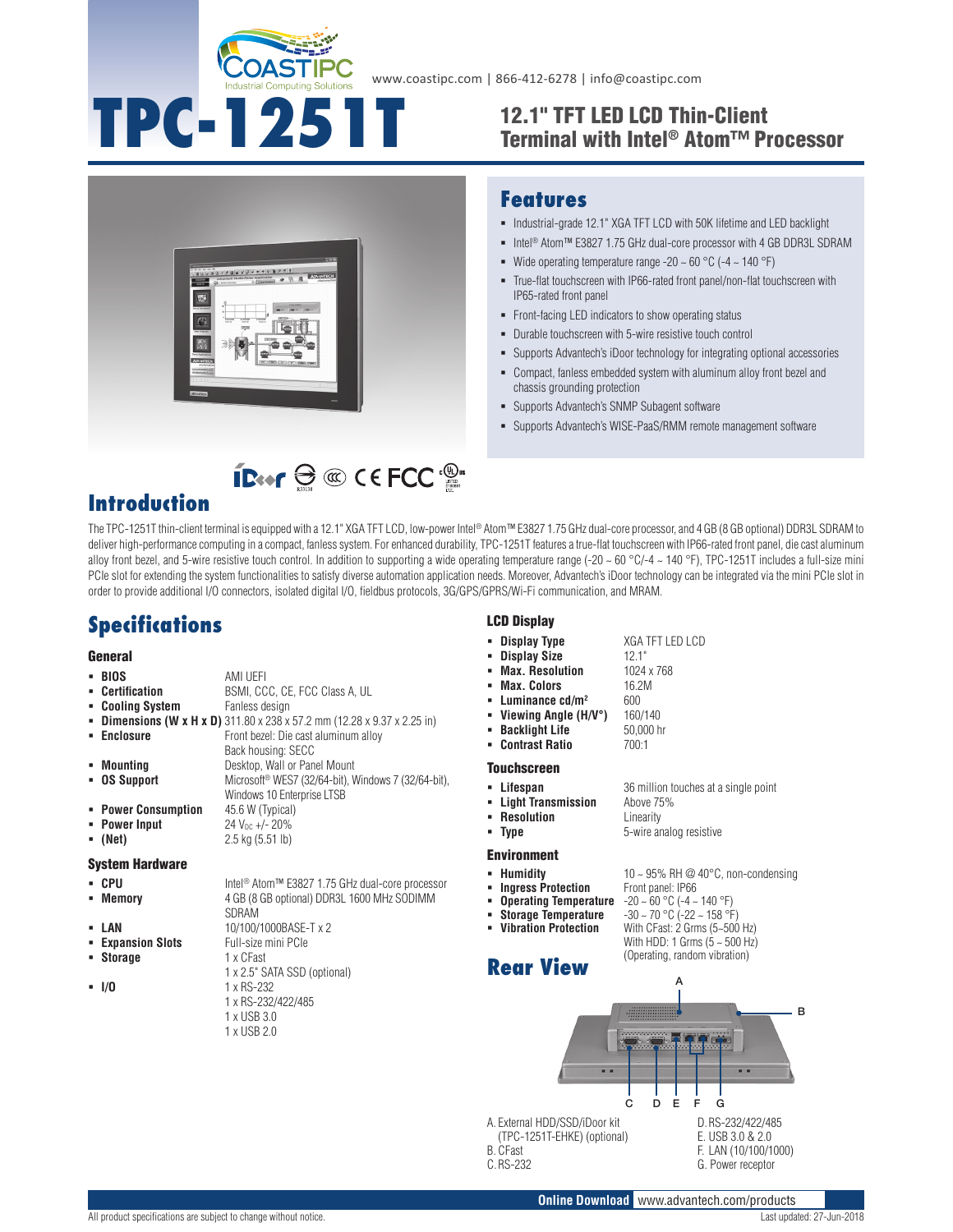www.coastipc.com | 866-412-6278 | info@coastipc.com

# TPC-1251T

## 12.1" TFT LED LCD Thin-Client Terminal with Intel® Atom™ Processor

## Features

- Industrial-grade 12.1" XGA TFT LCD with 50K lifetime and LED backlight
- Intel® Atom™ E3827 1.75 GHz dual-core processor with 4 GB DDR3L SDRAM
- Wide operating temperature range -20 ~ 60 °C (-4 ~ 140 °F)
- True-flat touchscreen with IP66-rated front panel/non-flat touchscreen with IP65-rated front panel
- Front-facing LED indicators to show operating status
- Durable touchscreen with 5-wire resistive touch control
- Supports Advantech's iDoor technology for integrating optional accessories
- Compact, fanless embedded system with aluminum alloy front bezel and chassis grounding protection
- Supports Advantech's SNMP Subagent software
- Supports Advantech's WISE-PaaS/RMM remote management software

## Introduction

The TPC-1251T thin-client terminal is equipped with a 12.1" XGA TFT LCD, low-power Intel® Atom™ E3827 1.75 GHz dual-core processor, and 4 GB (8 GB optional) DDR3L SDRAM to deliver high-performance computing in a compact, fanless system. For enhanced durability, TPC-1251T features a true-flat touchscreen with IP66-rated front panel, die cast aluminum alloy front bezel, and 5-wire resistive touch control. In addition to supporting a wide operating temperature range (-20 ~ 60 °C/-4 ~ 140 °F), TPC-1251T includes a full-size mini PCIe slot for extending the system functionalities to satisfy diverse automation application needs. Moreover, Advantech's iDoor technology can be integrated via the mini PCIe slot in order to provide additional I/O connectors, isolated digital I/O, fieldbus protocols, 3G/GPS/GPRS/Wi-Fi communication, and MRAM.

## Specifications

### General

- **BIOS**: AMI UEFI
- **Certification**: BSMI, CCC, CE, FCC Class A, UL
- **Cooling System**: Fanless design
- **Dimensions (W x H x D)**: 311.80 x 238 x 57.2 mm (12.28 x 9.37 x 2.25 in)
- **Enclosure**: Front bezel: Die cast aluminum alloy; Back housing: SECC
- **Mounting**: Desktop, Wall or Panel Mount
- **OS Support**: Microsoft® WES7 (32/64-bit), Windows 7 (32/64-bit), Windows 10 Enterprise LTSB
- **Power Consumption**: 45.6 W (Typical)
- **Power Input**: 24 $V_{DC}$ +/- 20%
- **(Net)**: 2.5 kg (5.51 lb)

### System Hardware

- **CPU**: Intel® Atom™ E3827 1.75 GHz dual-core processor
- **Memory**: 4 GB (8 GB optional) DDR3L 1600 MHz SODIMM SDRAM
- **LAN**: 10/100/1000BASE-T x 2
- **Expansion Slots**: Full-size mini PCIe
- **Storage**: 1 x CFast; 1 x 2.5" SATA SSD (optional)
- **I/O**: 1 x RS-232; 1 x RS-232/422/485; 1 x USB 3.0; 1 x USB 2.0

### LCD Display

- **Display Type**: XGA TFT LED LCD
- **Display Size**: 12.1"
- **Max. Resolution**: 1024 x 768
- **Max. Colors**: 16.2M
- **Luminance cd/m²**: 600
- **Viewing Angle (H/V°)**: 160/140
- **Backlight Life**: 50,000 hr
- **Contrast Ratio**: 700:1

### Touchscreen

- **Lifespan**: 36 million touches at a single point
- **Light Transmission**: Above 75%
- **Resolution**: Linearity
- **Type**: 5-wire analog resistive

### Environment

- **Humidity**: 10 ~ 95% RH @ 40°C, non-condensing
- **Ingress Protection**: Front panel: IP66
- **Operating Temperature**: -20 ~ 60 °C (-4 ~ 140 °F)
- **Storage Temperature**: -30 ~ 70 °C (-22 ~ 158 °F)
- **Vibration Protection**: With CFast: 2 Grms (5~500 Hz); With HDD: 1 Grms (5 ~ 500 Hz) (Operating, random vibration)

## Rear View

A. External HDD/SSD/iDoor kit (TPC-1251T-EHKE) (optional)
B. CFast
C. RS-232
D. RS-232/422/485
E. USB 3.0 & 2.0
F. LAN (10/100/1000)
G. Power receptor

**Online Download** www.advantech.com/products

All product specifications are subject to change without notice. Last updated: 27-Jun-2018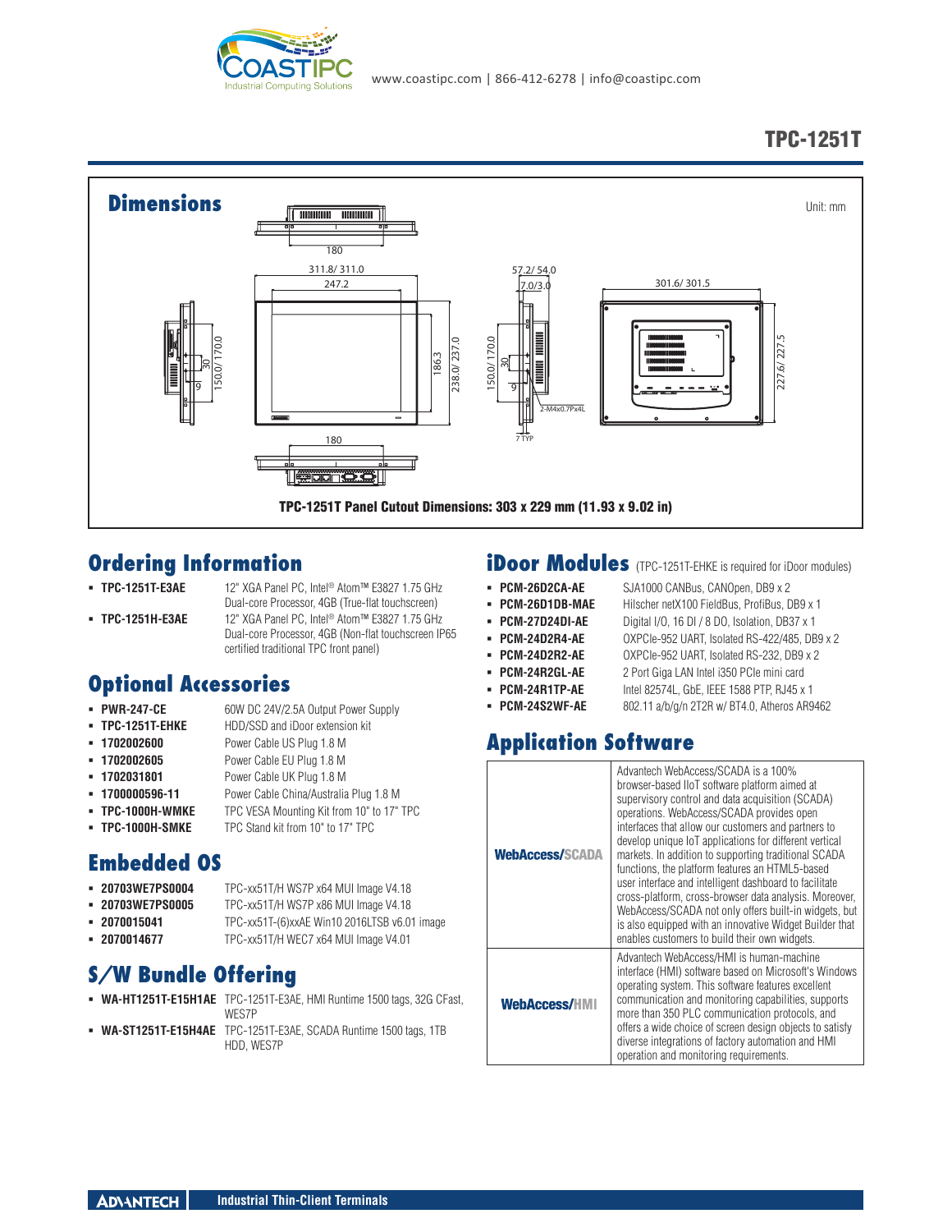# TPC-1251T

## Dimensions

Unit: mm

180

311.8/ 311.0

247.2

57.2/ 54.0

7.0/3.0

301.6/ 301.5

150.0/ 170.0

30

9

186.3

238.0/ 237.0

150.0/ 170.0

30

9

2-M4x0.7Px4L

7 TYP

227.6/ 227.5

180

**TPC-1251T Panel Cutout Dimensions: 303 x 229 mm (11.93 x 9.02 in)**

## Ordering Information

- **TPC-1251T-E3AE** 12" XGA Panel PC, Intel® Atom™ E3827 1.75 GHz Dual-core Processor, 4GB (True-flat touchscreen)
- **TPC-1251H-E3AE** 12" XGA Panel PC, Intel® Atom™ E3827 1.75 GHz Dual-core Processor, 4GB (Non-flat touchscreen IP65 certified traditional TPC front panel)

## Optional Accessories

- **PWR-247-CE** 60W DC 24V/2.5A Output Power Supply
- **TPC-1251T-EHKE** HDD/SSD and iDoor extension kit
- **1702002600** Power Cable US Plug 1.8 M
- **1702002605** Power Cable EU Plug 1.8 M
- **1702031801** Power Cable UK Plug 1.8 M
- **1700000596-11** Power Cable China/Australia Plug 1.8 M
- **TPC-1000H-WMKE** TPC VESA Mounting Kit from 10" to 17" TPC
- **TPC-1000H-SMKE** TPC Stand kit from 10" to 17" TPC

## Embedded OS

- **20703WE7PS0004** TPC-xx51T/H WS7P x64 MUI Image V4.18
- **20703WE7PS0005** TPC-xx51T/H WS7P x86 MUI Image V4.18
- **2070015041** TPC-xx51T-(6)xxAE Win10 2016LTSB v6.01 image
- **2070014677** TPC-xx51T/H WEC7 x64 MUI Image V4.01

## S/W Bundle Offering

- **WA-HT1251T-E15H1AE** TPC-1251T-E3AE, HMI Runtime 1500 tags, 32G CFast, WES7P
- **WA-ST1251T-E15H4AE** TPC-1251T-E3AE, SCADA Runtime 1500 tags, 1TB HDD, WES7P

## iDoor Modules (TPC-1251T-EHKE is required for iDoor modules)

- **PCM-26D2CA-AE** SJA1000 CANBus, CANOpen, DB9 x 2
- **PCM-26D1DB-MAE** Hilscher netX100 FieldBus, ProfiBus, DB9 x 1
- **PCM-27D24DI-AE** Digital I/O, 16 DI / 8 DO, Isolation, DB37 x 1
- **PCM-24D2R4-AE** OXPCIe-952 UART, Isolated RS-422/485, DB9 x 2
- **PCM-24D2R2-AE** OXPCIe-952 UART, Isolated RS-232, DB9 x 2
- **PCM-24R2GL-AE** 2 Port Giga LAN Intel i350 PCIe mini card
- **PCM-24R1TP-AE** Intel 82574L, GbE, IEEE 1588 PTP, RJ45 x 1
- **PCM-24S2WF-AE** 802.11 a/b/g/n 2T2R w/ BT4.0, Atheros AR9462

## Application Software

| | |
|---|---|
| **WebAccess/SCADA** | Advantech WebAccess/SCADA is a 100% browser-based IIoT software platform aimed at supervisory control and data acquisition (SCADA) operations. WebAccess/SCADA provides open interfaces that allow our customers and partners to develop unique IoT applications for different vertical markets. In addition to supporting traditional SCADA functions, the platform features an HTML5-based user interface and intelligent dashboard to facilitate cross-platform, cross-browser data analysis. Moreover, WebAccess/SCADA not only offers built-in widgets, but is also equipped with an innovative Widget Builder that enables customers to build their own widgets. |
| **WebAccess/HMI** | Advantech WebAccess/HMI is human-machine interface (HMI) software based on Microsoft's Windows operating system. This software features excellent communication and monitoring capabilities, supports more than 350 PLC communication protocols, and offers a wide choice of screen design objects to satisfy diverse integrations of factory automation and HMI operation and monitoring requirements. |